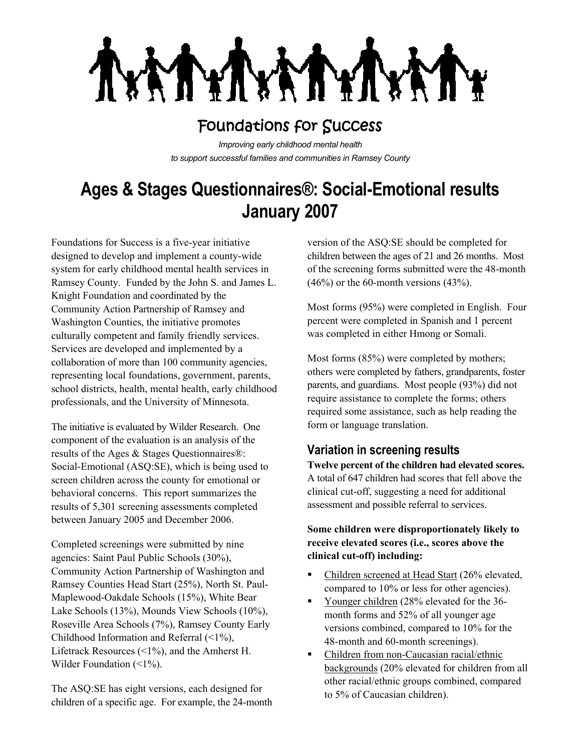# Foundations for Success

*Improving early childhood mental health to support successful families and communities in Ramsey County*

# Ages & Stages Questionnaires®: Social-Emotional results January 2007

Foundations for Success is a five-year initiative designed to develop and implement a county-wide system for early childhood mental health services in Ramsey County. Funded by the John S. and James L. Knight Foundation and coordinated by the Community Action Partnership of Ramsey and Washington Counties, the initiative promotes culturally competent and family friendly services. Services are developed and implemented by a collaboration of more than 100 community agencies, representing local foundations, government, parents, school districts, health, mental health, early childhood professionals, and the University of Minnesota.

The initiative is evaluated by Wilder Research. One component of the evaluation is an analysis of the results of the Ages & Stages Questionnaires®: Social-Emotional (ASQ:SE), which is being used to screen children across the county for emotional or behavioral concerns. This report summarizes the results of 5,301 screening assessments completed between January 2005 and December 2006.

Completed screenings were submitted by nine agencies: Saint Paul Public Schools (30%), Community Action Partnership of Washington and Ramsey Counties Head Start (25%), North St. Paul-Maplewood-Oakdale Schools (15%), White Bear Lake Schools (13%), Mounds View Schools (10%), Roseville Area Schools (7%), Ramsey County Early Childhood Information and Referral (<1%), Lifetrack Resources (<1%), and the Amherst H. Wilder Foundation (<1%).

The ASQ:SE has eight versions, each designed for children of a specific age. For example, the 24-month version of the ASQ:SE should be completed for children between the ages of 21 and 26 months. Most of the screening forms submitted were the 48-month (46%) or the 60-month versions (43%).

Most forms (95%) were completed in English. Four percent were completed in Spanish and 1 percent was completed in either Hmong or Somali.

Most forms (85%) were completed by mothers; others were completed by fathers, grandparents, foster parents, and guardians. Most people (93%) did not require assistance to complete the forms; others required some assistance, such as help reading the form or language translation.

## Variation in screening results

**Twelve percent of the children had elevated scores.** A total of 647 children had scores that fell above the clinical cut-off, suggesting a need for additional assessment and possible referral to services.

**Some children were disproportionately likely to receive elevated scores (i.e., scores above the clinical cut-off) including:**

- Children screened at Head Start (26% elevated, compared to 10% or less for other agencies).
- Younger children (28% elevated for the 36-month forms and 52% of all younger age versions combined, compared to 10% for the 48-month and 60-month screenings).
- Children from non-Caucasian racial/ethnic backgrounds (20% elevated for children from all other racial/ethnic groups combined, compared to 5% of Caucasian children).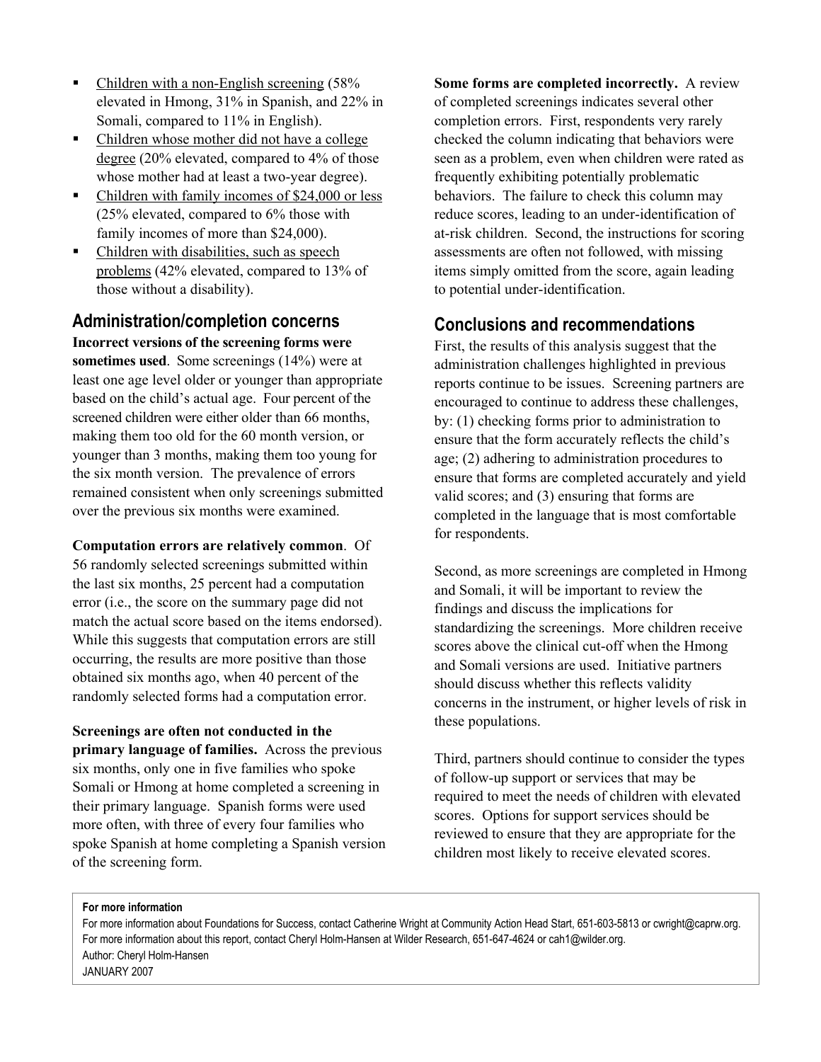- Children with a non-English screening (58% elevated in Hmong, 31% in Spanish, and 22% in Somali, compared to 11% in English).
- Children whose mother did not have a college degree (20% elevated, compared to 4% of those whose mother had at least a two-year degree).
- Children with family incomes of $24,000 or less (25% elevated, compared to 6% those with family incomes of more than $24,000).
- Children with disabilities, such as speech problems (42% elevated, compared to 13% of those without a disability).

## Administration/completion concerns

**Incorrect versions of the screening forms were sometimes used**. Some screenings (14%) were at least one age level older or younger than appropriate based on the child's actual age. Four percent of the screened children were either older than 66 months, making them too old for the 60 month version, or younger than 3 months, making them too young for the six month version. The prevalence of errors remained consistent when only screenings submitted over the previous six months were examined.

**Computation errors are relatively common**. Of 56 randomly selected screenings submitted within the last six months, 25 percent had a computation error (i.e., the score on the summary page did not match the actual score based on the items endorsed). While this suggests that computation errors are still occurring, the results are more positive than those obtained six months ago, when 40 percent of the randomly selected forms had a computation error.

**Screenings are often not conducted in the primary language of families.** Across the previous six months, only one in five families who spoke Somali or Hmong at home completed a screening in their primary language. Spanish forms were used more often, with three of every four families who spoke Spanish at home completing a Spanish version of the screening form.

**Some forms are completed incorrectly.** A review of completed screenings indicates several other completion errors. First, respondents very rarely checked the column indicating that behaviors were seen as a problem, even when children were rated as frequently exhibiting potentially problematic behaviors. The failure to check this column may reduce scores, leading to an under-identification of at-risk children. Second, the instructions for scoring assessments are often not followed, with missing items simply omitted from the score, again leading to potential under-identification.

## Conclusions and recommendations

First, the results of this analysis suggest that the administration challenges highlighted in previous reports continue to be issues. Screening partners are encouraged to continue to address these challenges, by: (1) checking forms prior to administration to ensure that the form accurately reflects the child's age; (2) adhering to administration procedures to ensure that forms are completed accurately and yield valid scores; and (3) ensuring that forms are completed in the language that is most comfortable for respondents.

Second, as more screenings are completed in Hmong and Somali, it will be important to review the findings and discuss the implications for standardizing the screenings. More children receive scores above the clinical cut-off when the Hmong and Somali versions are used. Initiative partners should discuss whether this reflects validity concerns in the instrument, or higher levels of risk in these populations.

Third, partners should continue to consider the types of follow-up support or services that may be required to meet the needs of children with elevated scores. Options for support services should be reviewed to ensure that they are appropriate for the children most likely to receive elevated scores.

**For more information**

For more information about Foundations for Success, contact Catherine Wright at Community Action Head Start, 651-603-5813 or cwright@caprw.org.
For more information about this report, contact Cheryl Holm-Hansen at Wilder Research, 651-647-4624 or cah1@wilder.org.
Author: Cheryl Holm-Hansen
JANUARY 2007